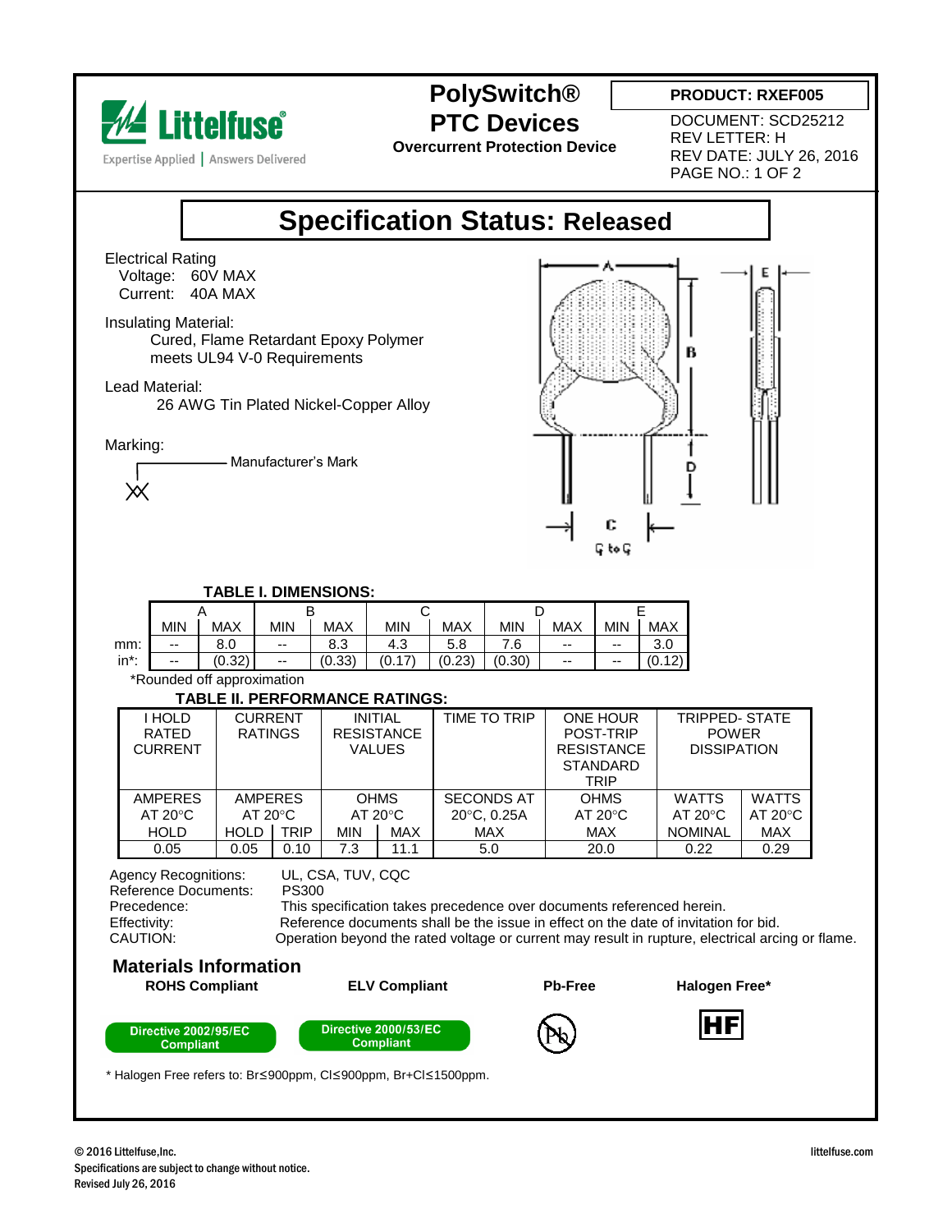Littelfuse
Expertise Applied | Answers Delivered

# PolySwitch® PTC Devices

**Overcurrent Protection Device**

**PRODUCT: RXEF005**
DOCUMENT: SCD25212
REV LETTER: H
REV DATE: JULY 26, 2016
PAGE NO.: 1 OF 2

## Specification Status: Released

Electrical Rating
Voltage: 60V MAX
Current: 40A MAX

Insulating Material:
Cured, Flame Retardant Epoxy Polymer
meets UL94 V-0 Requirements

Lead Material:
26 AWG Tin Plated Nickel-Copper Alloy

Marking:
Manufacturer's Mark

**TABLE I. DIMENSIONS:**

| | A | | B | | C | | D | | E | |
|---|---|---|---|---|---|---|---|---|---|---|
| | MIN | MAX | MIN | MAX | MIN | MAX | MIN | MAX | MIN | MAX |
| mm: | -- | 8.0 | -- | 8.3 | 4.3 | 5.8 | 7.6 | -- | -- | 3.0 |
| in*: | -- | (0.32) | -- | (0.33) | (0.17) | (0.23) | (0.30) | -- | -- | (0.12) |

*Rounded off approximation

**TABLE II. PERFORMANCE RATINGS:**

| I HOLD RATED CURRENT | CURRENT RATINGS | | INITIAL RESISTANCE VALUES | | TIME TO TRIP | ONE HOUR POST-TRIP RESISTANCE STANDARD TRIP | TRIPPED- STATE POWER DISSIPATION | |
|---|---|---|---|---|---|---|---|---|
| AMPERES AT 20°C HOLD | AMPERES AT 20°C HOLD | AMPERES AT 20°C TRIP | OHMS AT 20°C MIN | OHMS AT 20°C MAX | SECONDS AT 20°C, 0.25A MAX | OHMS AT 20°C MAX | WATTS AT 20°C NOMINAL | WATTS AT 20°C MAX |
| 0.05 | 0.05 | 0.10 | 7.3 | 11.1 | 5.0 | 20.0 | 0.22 | 0.29 |

Agency Recognitions: UL, CSA, TUV, CQC
Reference Documents: PS300
Precedence: This specification takes precedence over documents referenced herein.
Effectivity: Reference documents shall be the issue in effect on the date of invitation for bid.
CAUTION: Operation beyond the rated voltage or current may result in rupture, electrical arcing or flame.

## Materials Information

| ROHS Compliant | ELV Compliant | Pb-Free | Halogen Free* |
|---|---|---|---|
| Directive 2002/95/EC Compliant | Directive 2000/53/EC Compliant | Pb | HF |

* Halogen Free refers to: Br≤900ppm, Cl≤900ppm, Br+Cl≤1500ppm.

© 2016 Littelfuse,Inc.
Specifications are subject to change without notice.
Revised July 26, 2016
littelfuse.com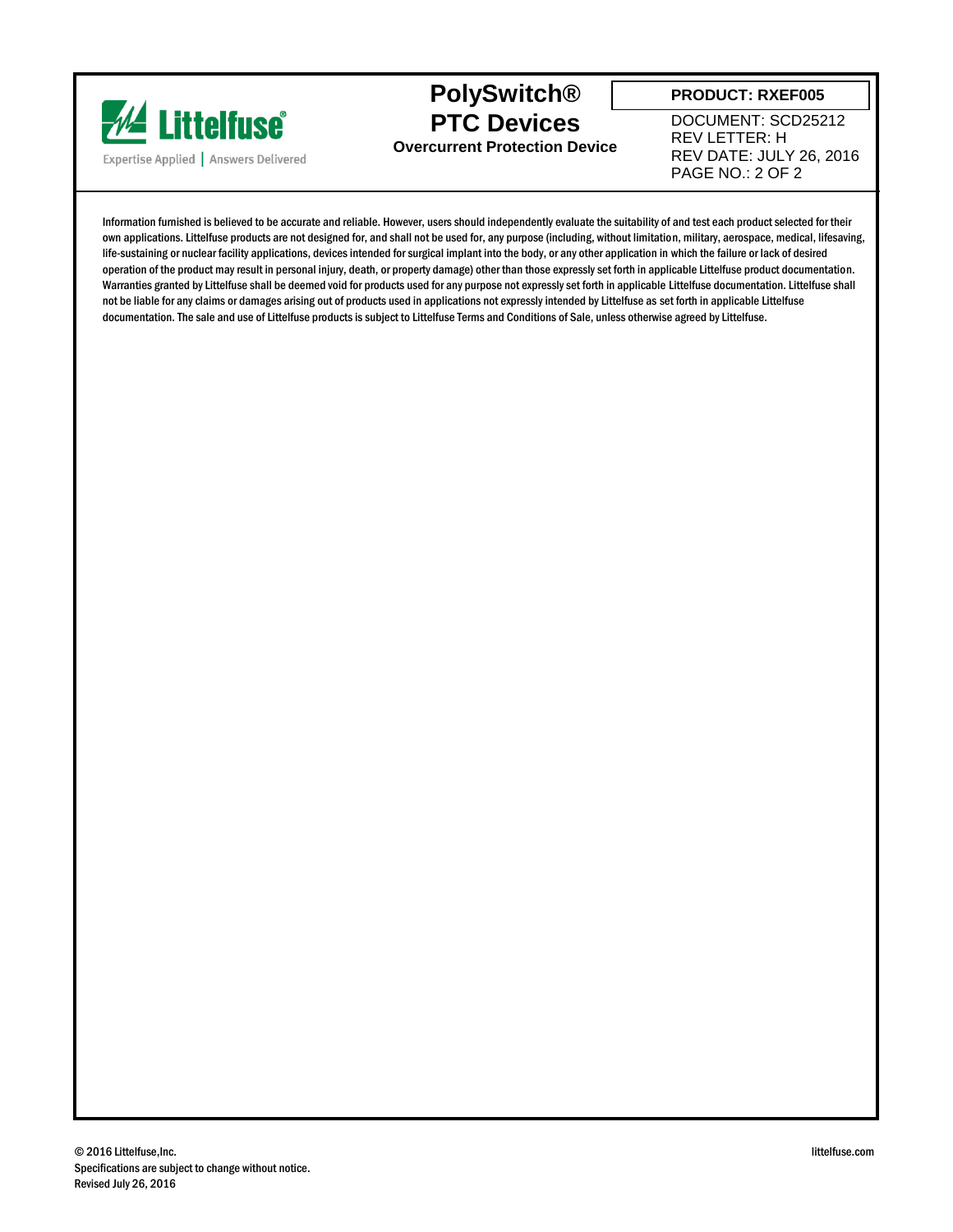Information furnished is believed to be accurate and reliable. However, users should independently evaluate the suitability of and test each product selected for their own applications. Littelfuse products are not designed for, and shall not be used for, any purpose (including, without limitation, military, aerospace, medical, lifesaving, life-sustaining or nuclear facility applications, devices intended for surgical implant into the body, or any other application in which the failure or lack of desired operation of the product may result in personal injury, death, or property damage) other than those expressly set forth in applicable Littelfuse product documentation. Warranties granted by Littelfuse shall be deemed void for products used for any purpose not expressly set forth in applicable Littelfuse documentation. Littelfuse shall not be liable for any claims or damages arising out of products used in applications not expressly intended by Littelfuse as set forth in applicable Littelfuse documentation. The sale and use of Littelfuse products is subject to Littelfuse Terms and Conditions of Sale, unless otherwise agreed by Littelfuse.